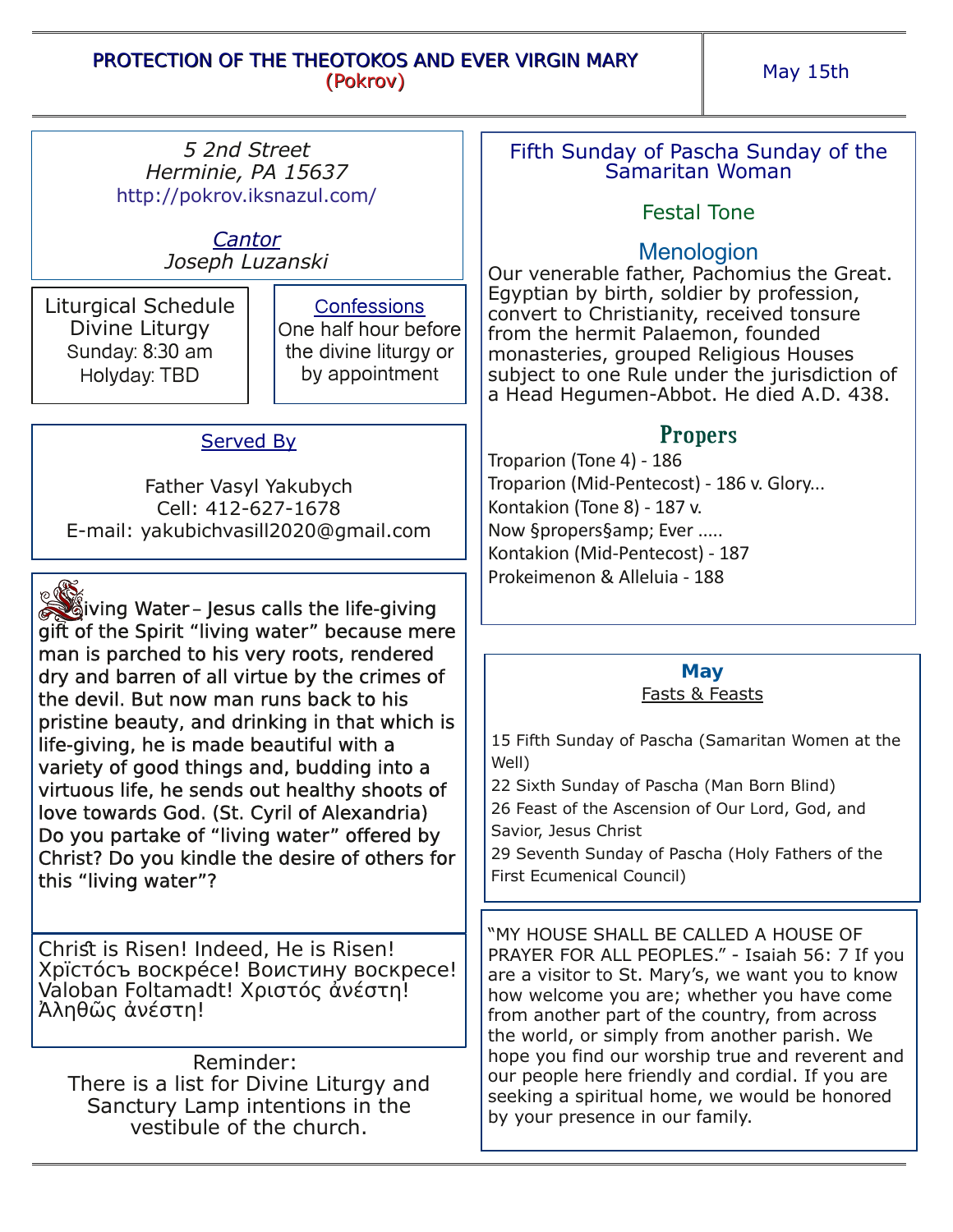# PROTECTION OF THE THEOTOKOS AND EVER VIRGIN MARY
## (Pokrov)

May 15th

*5 2nd Street*
*Herminie, PA 15637*
http://pokrov.iksnazul.com/

*Cantor*
*Joseph Luzanski*

**Liturgical Schedule**
Divine Liturgy
Sunday: 8:30 am
Holyday: TBD

**Confessions**
One half hour before the divine liturgy or by appointment

**Served By**

Father Vasyl Yakubych
Cell: 412-627-1678
E-mail: yakubichvasill2020@gmail.com

Living Water – Jesus calls the life-giving gift of the Spirit "living water" because mere man is parched to his very roots, rendered dry and barren of all virtue by the crimes of the devil. But now man runs back to his pristine beauty, and drinking in that which is life-giving, he is made beautiful with a variety of good things and, budding into a virtuous life, he sends out healthy shoots of love towards God. (St. Cyril of Alexandria) Do you partake of "living water" offered by Christ? Do you kindle the desire of others for this "living water"?

Christ is Risen! Indeed, He is Risen! Хрїстóсъ воскрéсе! Воистину воскресе! Valoban Foltamadt! Χριστός ἀνέστη! Ἀληθῶς ἀνέστη!

Reminder:
There is a list for Divine Liturgy and Sanctury Lamp intentions in the vestibule of the church.

## Fifth Sunday of Pascha Sunday of the Samaritan Woman

Festal Tone

### Menologion

Our venerable father, Pachomius the Great. Egyptian by birth, soldier by profession, convert to Christianity, received tonsure from the hermit Palaemon, founded monasteries, grouped Religious Houses subject to one Rule under the jurisdiction of a Head Hegumen-Abbot. He died A.D. 438.

### Propers

Troparion (Tone 4) - 186
Troparion (Mid-Pentecost) - 186 v. Glory...
Kontakion (Tone 8) - 187 v.
Now §propers§amp; Ever .....
Kontakion (Mid-Pentecost) - 187
Prokeimenon & Alleluia - 188

**May**
**Fasts & Feasts**

15 Fifth Sunday of Pascha (Samaritan Women at the Well)
22 Sixth Sunday of Pascha (Man Born Blind)
26 Feast of the Ascension of Our Lord, God, and Savior, Jesus Christ
29 Seventh Sunday of Pascha (Holy Fathers of the First Ecumenical Council)

"MY HOUSE SHALL BE CALLED A HOUSE OF PRAYER FOR ALL PEOPLES." - Isaiah 56: 7 If you are a visitor to St. Mary's, we want you to know how welcome you are; whether you have come from another part of the country, from across the world, or simply from another parish. We hope you find our worship true and reverent and our people here friendly and cordial. If you are seeking a spiritual home, we would be honored by your presence in our family.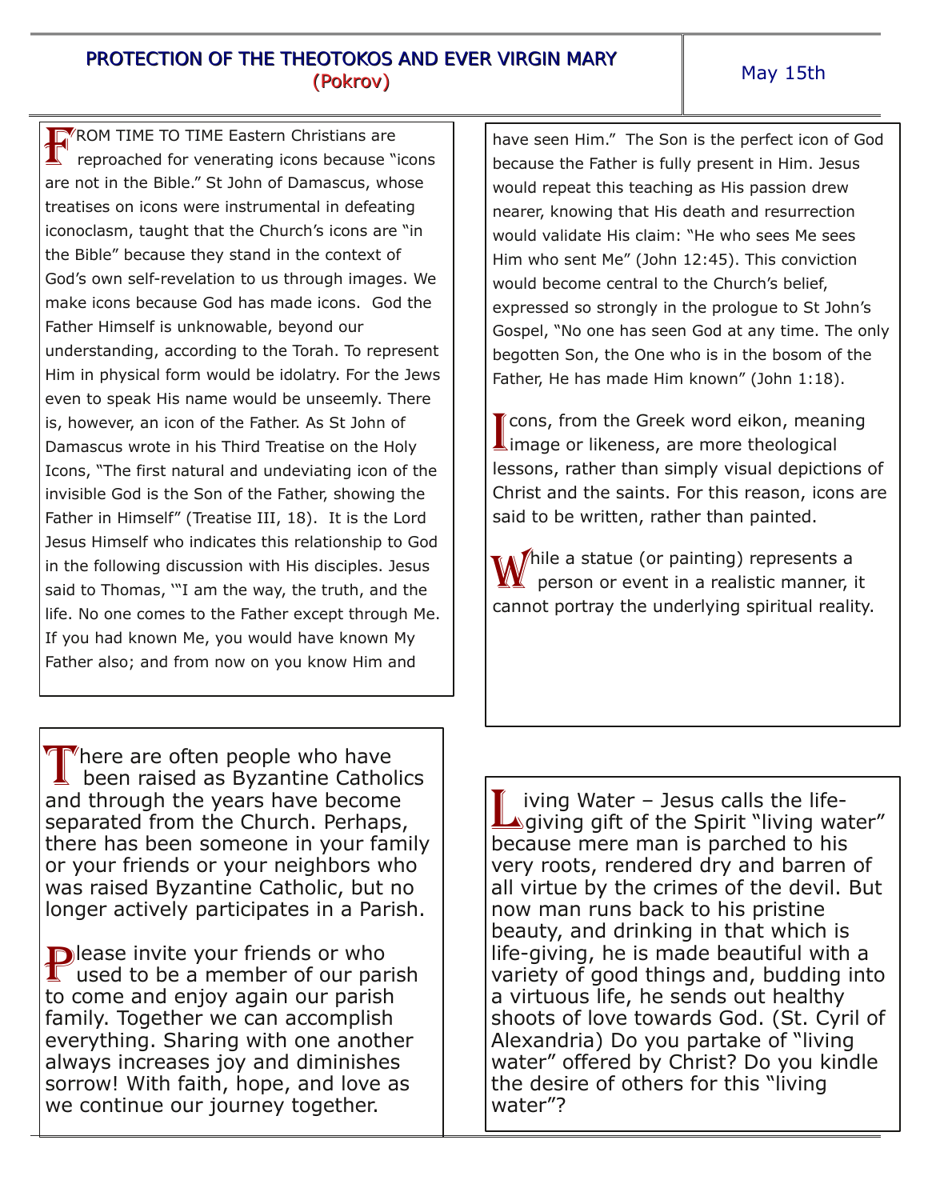## PROTECTION OF THE THEOTOKOS AND EVER VIRGIN MARY (Pokrov)

May 15th

FROM TIME TO TIME Eastern Christians are reproached for venerating icons because "icons are not in the Bible." St John of Damascus, whose treatises on icons were instrumental in defeating iconoclasm, taught that the Church's icons are "in the Bible" because they stand in the context of God's own self-revelation to us through images. We make icons because God has made icons. God the Father Himself is unknowable, beyond our understanding, according to the Torah. To represent Him in physical form would be idolatry. For the Jews even to speak His name would be unseemly. There is, however, an icon of the Father. As St John of Damascus wrote in his Third Treatise on the Holy Icons, "The first natural and undeviating icon of the invisible God is the Son of the Father, showing the Father in Himself" (Treatise III, 18). It is the Lord Jesus Himself who indicates this relationship to God in the following discussion with His disciples. Jesus said to Thomas, '"I am the way, the truth, and the life. No one comes to the Father except through Me. If you had known Me, you would have known My Father also; and from now on you know Him and have seen Him." The Son is the perfect icon of God because the Father is fully present in Him. Jesus would repeat this teaching as His passion drew nearer, knowing that His death and resurrection would validate His claim: "He who sees Me sees Him who sent Me" (John 12:45). This conviction would become central to the Church's belief, expressed so strongly in the prologue to St John's Gospel, "No one has seen God at any time. The only begotten Son, the One who is in the bosom of the Father, He has made Him known" (John 1:18).

Icons, from the Greek word eikon, meaning image or likeness, are more theological lessons, rather than simply visual depictions of Christ and the saints. For this reason, icons are said to be written, rather than painted.

While a statue (or painting) represents a person or event in a realistic manner, it cannot portray the underlying spiritual reality.

There are often people who have been raised as Byzantine Catholics and through the years have become separated from the Church. Perhaps, there has been someone in your family or your friends or your neighbors who was raised Byzantine Catholic, but no longer actively participates in a Parish.

Please invite your friends or who used to be a member of our parish to come and enjoy again our parish family. Together we can accomplish everything. Sharing with one another always increases joy and diminishes sorrow! With faith, hope, and love as we continue our journey together.

Living Water – Jesus calls the life-giving gift of the Spirit "living water" because mere man is parched to his very roots, rendered dry and barren of all virtue by the crimes of the devil. But now man runs back to his pristine beauty, and drinking in that which is life-giving, he is made beautiful with a variety of good things and, budding into a virtuous life, he sends out healthy shoots of love towards God. (St. Cyril of Alexandria) Do you partake of "living water" offered by Christ? Do you kindle the desire of others for this "living water"?